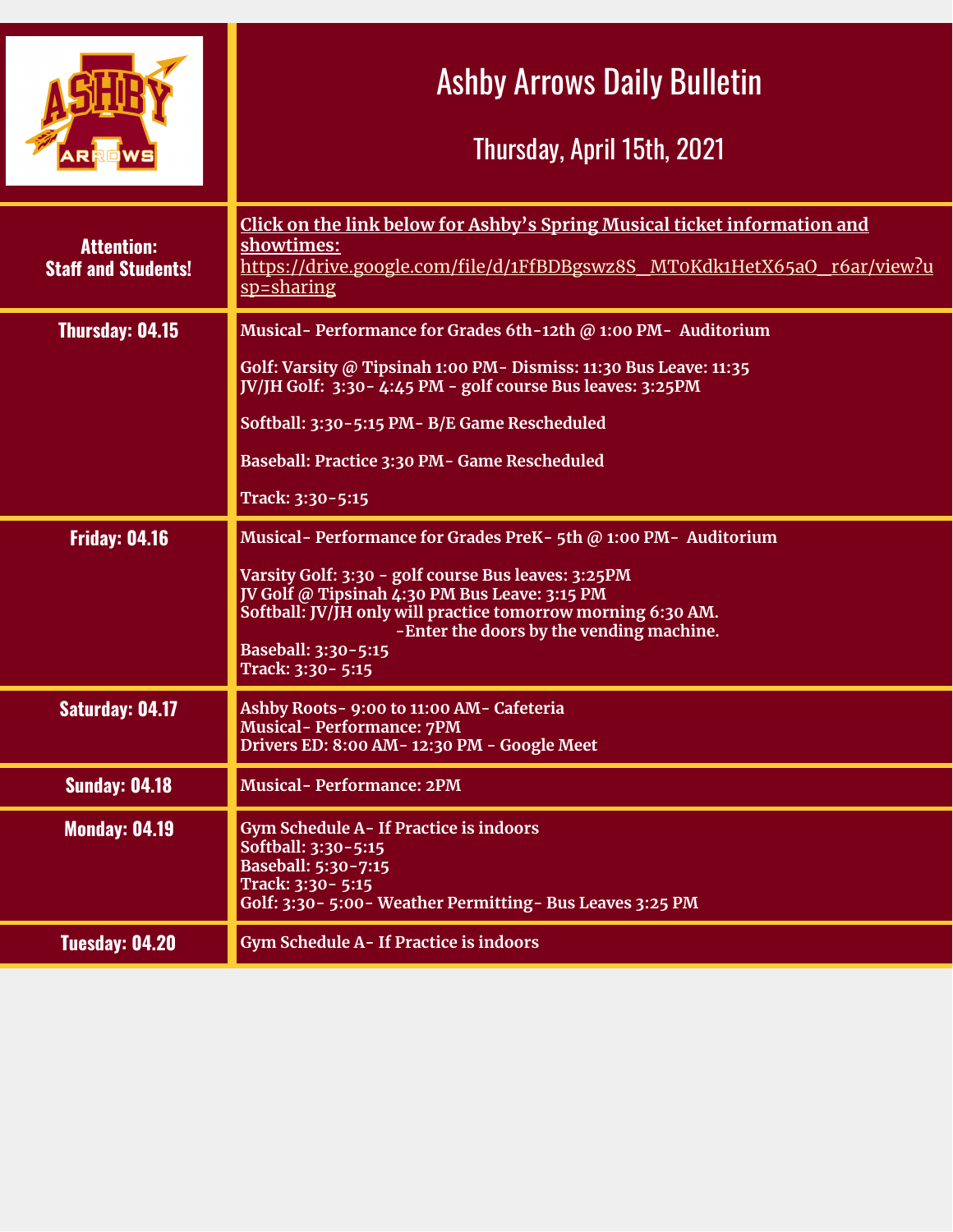# Ashby Arrows Daily Bulletin

## Thursday, April 15th, 2021

| | |
|---|---|
| **Attention: Staff and Students!** | **Click on the link below for Ashby's Spring Musical ticket information and showtimes:** https://drive.google.com/file/d/1FfBDBgswz8S_MT0Kdk1HetX65aO_r6ar/view?usp=sharing |
| **Thursday: 04.15** | **Musical- Performance for Grades 6th-12th @ 1:00 PM- Auditorium**<br><br>**Golf: Varsity @ Tipsinah 1:00 PM- Dismiss: 11:30 Bus Leave: 11:35**<br>**JV/JH Golf: 3:30- 4:45 PM - golf course Bus leaves: 3:25PM**<br><br>**Softball: 3:30-5:15 PM- B/E Game Rescheduled**<br><br>**Baseball: Practice 3:30 PM- Game Rescheduled**<br><br>**Track: 3:30-5:15** |
| **Friday: 04.16** | **Musical- Performance for Grades PreK- 5th @ 1:00 PM- Auditorium**<br><br>**Varsity Golf: 3:30 - golf course Bus leaves: 3:25PM**<br>**JV Golf @ Tipsinah 4:30 PM Bus Leave: 3:15 PM**<br>**Softball: JV/JH only will practice tomorrow morning 6:30 AM.**<br>**-Enter the doors by the vending machine.**<br>**Baseball: 3:30-5:15**<br>**Track: 3:30- 5:15** |
| **Saturday: 04.17** | **Ashby Roots- 9:00 to 11:00 AM- Cafeteria**<br>**Musical- Performance: 7PM**<br>**Drivers ED: 8:00 AM- 12:30 PM - Google Meet** |
| **Sunday: 04.18** | **Musical- Performance: 2PM** |
| **Monday: 04.19** | **Gym Schedule A- If Practice is indoors**<br>**Softball: 3:30-5:15**<br>**Baseball: 5:30-7:15**<br>**Track: 3:30- 5:15**<br>**Golf: 3:30- 5:00- Weather Permitting- Bus Leaves 3:25 PM** |
| **Tuesday: 04.20** | **Gym Schedule A- If Practice is indoors** |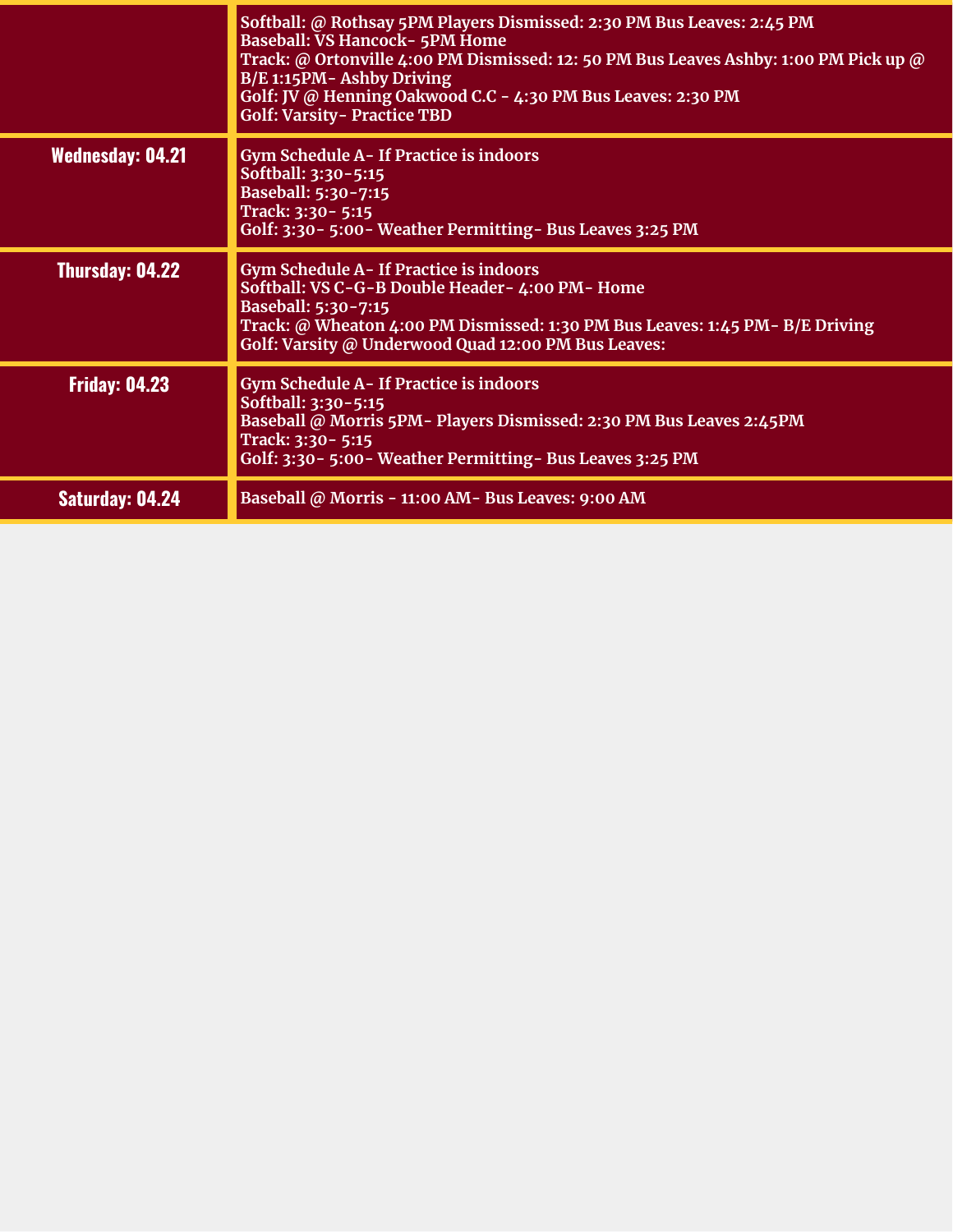| | |
|---|---|
| | **Softball: @ Rothsay 5PM Players Dismissed: 2:30 PM Bus Leaves: 2:45 PM**<br>**Baseball: VS Hancock- 5PM Home**<br>**Track: @ Ortonville 4:00 PM Dismissed: 12: 50 PM Bus Leaves Ashby: 1:00 PM Pick up @ B/E 1:15PM- Ashby Driving**<br>**Golf: JV @ Henning Oakwood C.C - 4:30 PM Bus Leaves: 2:30 PM**<br>**Golf: Varsity- Practice TBD** |
| **Wednesday: 04.21** | **Gym Schedule A- If Practice is indoors**<br>**Softball: 3:30-5:15**<br>**Baseball: 5:30-7:15**<br>**Track: 3:30- 5:15**<br>**Golf: 3:30- 5:00- Weather Permitting- Bus Leaves 3:25 PM** |
| **Thursday: 04.22** | **Gym Schedule A- If Practice is indoors**<br>**Softball: VS C-G-B Double Header- 4:00 PM- Home**<br>**Baseball: 5:30-7:15**<br>**Track: @ Wheaton 4:00 PM Dismissed: 1:30 PM Bus Leaves: 1:45 PM- B/E Driving**<br>**Golf: Varsity @ Underwood Quad 12:00 PM Bus Leaves:** |
| **Friday: 04.23** | **Gym Schedule A- If Practice is indoors**<br>**Softball: 3:30-5:15**<br>**Baseball @ Morris 5PM- Players Dismissed: 2:30 PM Bus Leaves 2:45PM**<br>**Track: 3:30- 5:15**<br>**Golf: 3:30- 5:00- Weather Permitting- Bus Leaves 3:25 PM** |
| **Saturday: 04.24** | **Baseball @ Morris - 11:00 AM- Bus Leaves: 9:00 AM** |